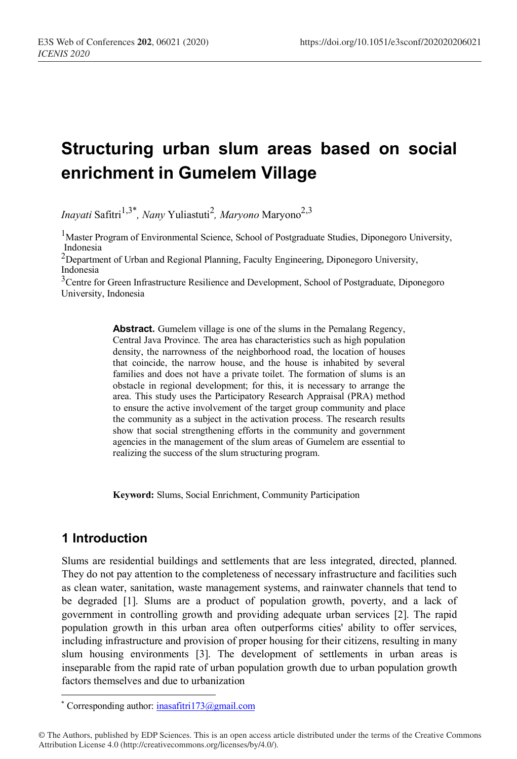# Structuring urban slum areas based on social enrichment in Gumelem Village

*Inayati* Safitri[1,3*], *Nany* Yuliastuti[2], *Maryono* Maryono[2,3]

[1]Master Program of Environmental Science, School of Postgraduate Studies, Diponegoro University, Indonesia

[2]Department of Urban and Regional Planning, Faculty Engineering, Diponegoro University, Indonesia

[3]Centre for Green Infrastructure Resilience and Development, School of Postgraduate, Diponegoro University, Indonesia

**Abstract.** Gumelem village is one of the slums in the Pemalang Regency, Central Java Province. The area has characteristics such as high population density, the narrowness of the neighborhood road, the location of houses that coincide, the narrow house, and the house is inhabited by several families and does not have a private toilet. The formation of slums is an obstacle in regional development; for this, it is necessary to arrange the area. This study uses the Participatory Research Appraisal (PRA) method to ensure the active involvement of the target group community and place the community as a subject in the activation process. The research results show that social strengthening efforts in the community and government agencies in the management of the slum areas of Gumelem are essential to realizing the success of the slum structuring program.

**Keyword:** Slums, Social Enrichment, Community Participation

## 1 Introduction

Slums are residential buildings and settlements that are less integrated, directed, planned. They do not pay attention to the completeness of necessary infrastructure and facilities such as clean water, sanitation, waste management systems, and rainwater channels that tend to be degraded [1]. Slums are a product of population growth, poverty, and a lack of government in controlling growth and providing adequate urban services [2]. The rapid population growth in this urban area often outperforms cities' ability to offer services, including infrastructure and provision of proper housing for their citizens, resulting in many slum housing environments [3]. The development of settlements in urban areas is inseparable from the rapid rate of urban population growth due to urban population growth factors themselves and due to urbanization

* Corresponding author: inasafitri173@gmail.com

© The Authors, published by EDP Sciences. This is an open access article distributed under the terms of the Creative Commons Attribution License 4.0 (http://creativecommons.org/licenses/by/4.0/).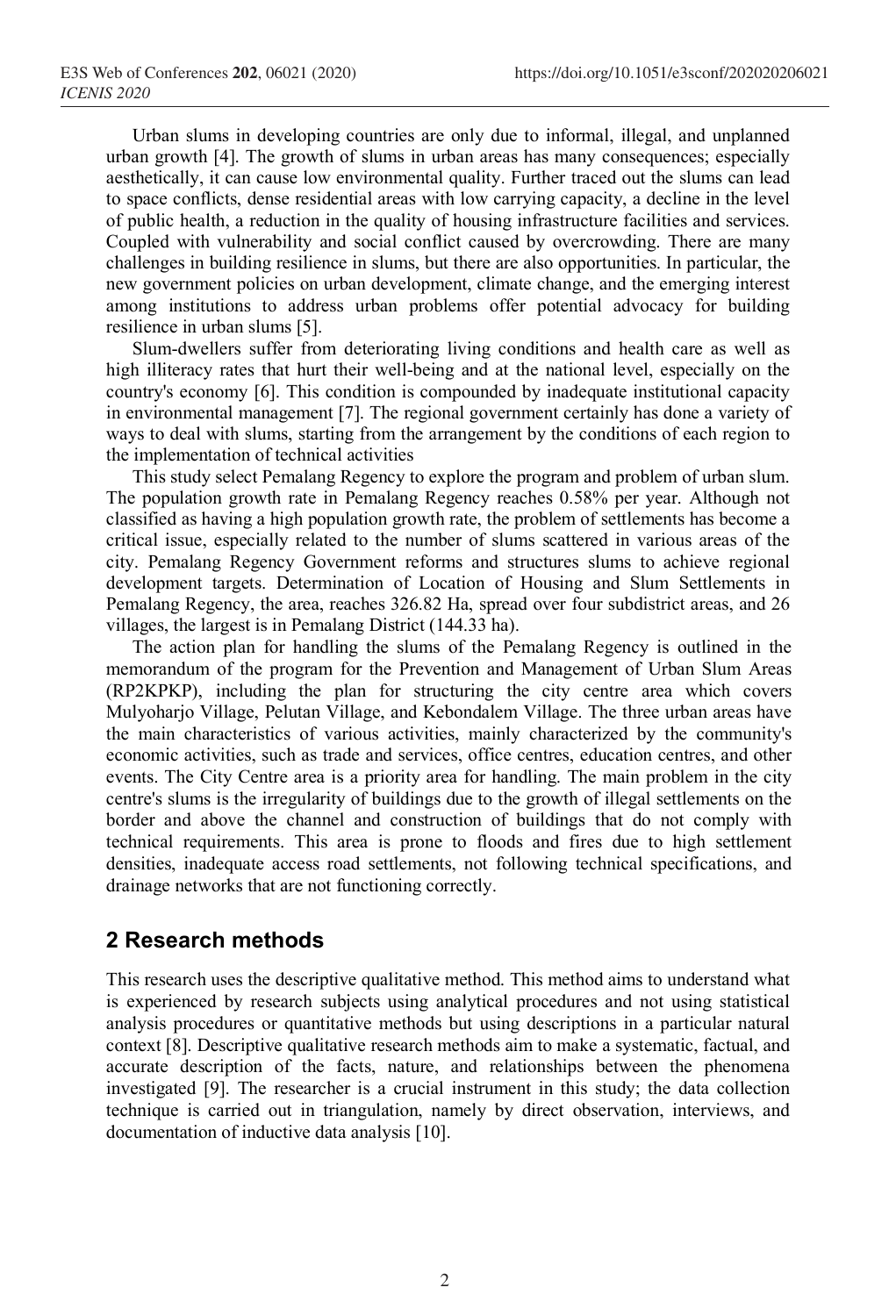Urban slums in developing countries are only due to informal, illegal, and unplanned urban growth [4]. The growth of slums in urban areas has many consequences; especially aesthetically, it can cause low environmental quality. Further traced out the slums can lead to space conflicts, dense residential areas with low carrying capacity, a decline in the level of public health, a reduction in the quality of housing infrastructure facilities and services. Coupled with vulnerability and social conflict caused by overcrowding. There are many challenges in building resilience in slums, but there are also opportunities. In particular, the new government policies on urban development, climate change, and the emerging interest among institutions to address urban problems offer potential advocacy for building resilience in urban slums [5].

Slum-dwellers suffer from deteriorating living conditions and health care as well as high illiteracy rates that hurt their well-being and at the national level, especially on the country's economy [6]. This condition is compounded by inadequate institutional capacity in environmental management [7]. The regional government certainly has done a variety of ways to deal with slums, starting from the arrangement by the conditions of each region to the implementation of technical activities

This study select Pemalang Regency to explore the program and problem of urban slum. The population growth rate in Pemalang Regency reaches 0.58% per year. Although not classified as having a high population growth rate, the problem of settlements has become a critical issue, especially related to the number of slums scattered in various areas of the city. Pemalang Regency Government reforms and structures slums to achieve regional development targets. Determination of Location of Housing and Slum Settlements in Pemalang Regency, the area, reaches 326.82 Ha, spread over four subdistrict areas, and 26 villages, the largest is in Pemalang District (144.33 ha).

The action plan for handling the slums of the Pemalang Regency is outlined in the memorandum of the program for the Prevention and Management of Urban Slum Areas (RP2KPKP), including the plan for structuring the city centre area which covers Mulyoharjo Village, Pelutan Village, and Kebondalem Village. The three urban areas have the main characteristics of various activities, mainly characterized by the community's economic activities, such as trade and services, office centres, education centres, and other events. The City Centre area is a priority area for handling. The main problem in the city centre's slums is the irregularity of buildings due to the growth of illegal settlements on the border and above the channel and construction of buildings that do not comply with technical requirements. This area is prone to floods and fires due to high settlement densities, inadequate access road settlements, not following technical specifications, and drainage networks that are not functioning correctly.

## 2 Research methods

This research uses the descriptive qualitative method. This method aims to understand what is experienced by research subjects using analytical procedures and not using statistical analysis procedures or quantitative methods but using descriptions in a particular natural context [8]. Descriptive qualitative research methods aim to make a systematic, factual, and accurate description of the facts, nature, and relationships between the phenomena investigated [9]. The researcher is a crucial instrument in this study; the data collection technique is carried out in triangulation, namely by direct observation, interviews, and documentation of inductive data analysis [10].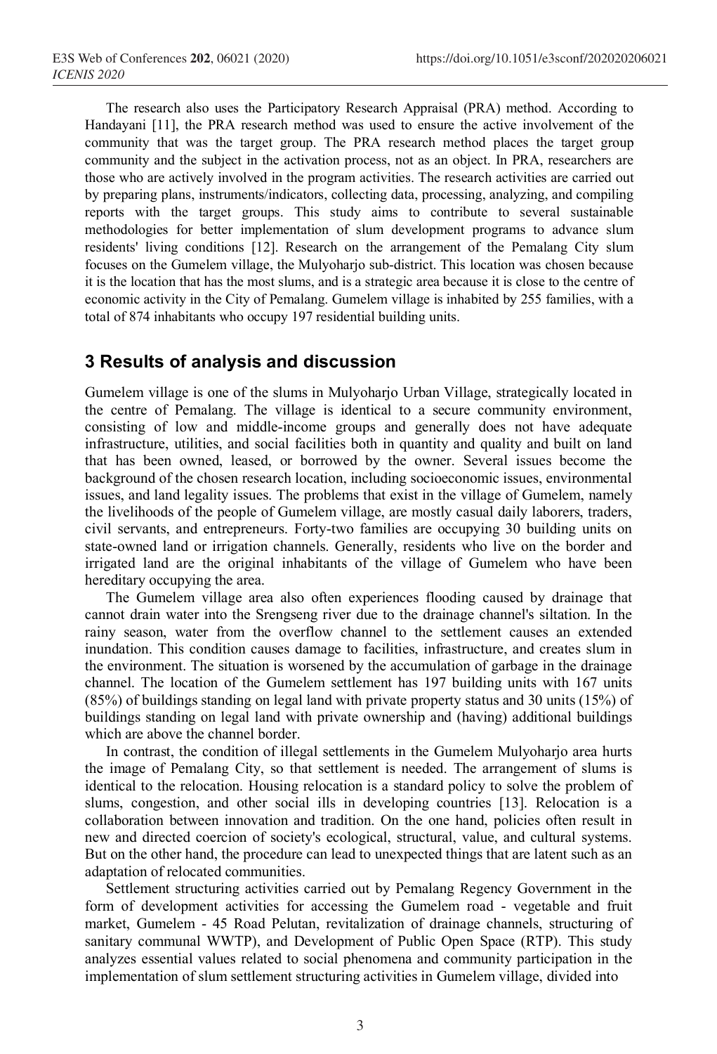The research also uses the Participatory Research Appraisal (PRA) method. According to Handayani [11], the PRA research method was used to ensure the active involvement of the community that was the target group. The PRA research method places the target group community and the subject in the activation process, not as an object. In PRA, researchers are those who are actively involved in the program activities. The research activities are carried out by preparing plans, instruments/indicators, collecting data, processing, analyzing, and compiling reports with the target groups. This study aims to contribute to several sustainable methodologies for better implementation of slum development programs to advance slum residents' living conditions [12]. Research on the arrangement of the Pemalang City slum focuses on the Gumelem village, the Mulyoharjo sub-district. This location was chosen because it is the location that has the most slums, and is a strategic area because it is close to the centre of economic activity in the City of Pemalang. Gumelem village is inhabited by 255 families, with a total of 874 inhabitants who occupy 197 residential building units.

## 3 Results of analysis and discussion

Gumelem village is one of the slums in Mulyoharjo Urban Village, strategically located in the centre of Pemalang. The village is identical to a secure community environment, consisting of low and middle-income groups and generally does not have adequate infrastructure, utilities, and social facilities both in quantity and quality and built on land that has been owned, leased, or borrowed by the owner. Several issues become the background of the chosen research location, including socioeconomic issues, environmental issues, and land legality issues. The problems that exist in the village of Gumelem, namely the livelihoods of the people of Gumelem village, are mostly casual daily laborers, traders, civil servants, and entrepreneurs. Forty-two families are occupying 30 building units on state-owned land or irrigation channels. Generally, residents who live on the border and irrigated land are the original inhabitants of the village of Gumelem who have been hereditary occupying the area.

The Gumelem village area also often experiences flooding caused by drainage that cannot drain water into the Srengseng river due to the drainage channel's siltation. In the rainy season, water from the overflow channel to the settlement causes an extended inundation. This condition causes damage to facilities, infrastructure, and creates slum in the environment. The situation is worsened by the accumulation of garbage in the drainage channel. The location of the Gumelem settlement has 197 building units with 167 units (85%) of buildings standing on legal land with private property status and 30 units (15%) of buildings standing on legal land with private ownership and (having) additional buildings which are above the channel border.

In contrast, the condition of illegal settlements in the Gumelem Mulyoharjo area hurts the image of Pemalang City, so that settlement is needed. The arrangement of slums is identical to the relocation. Housing relocation is a standard policy to solve the problem of slums, congestion, and other social ills in developing countries [13]. Relocation is a collaboration between innovation and tradition. On the one hand, policies often result in new and directed coercion of society's ecological, structural, value, and cultural systems. But on the other hand, the procedure can lead to unexpected things that are latent such as an adaptation of relocated communities.

Settlement structuring activities carried out by Pemalang Regency Government in the form of development activities for accessing the Gumelem road - vegetable and fruit market, Gumelem - 45 Road Pelutan, revitalization of drainage channels, structuring of sanitary communal WWTP), and Development of Public Open Space (RTP). This study analyzes essential values related to social phenomena and community participation in the implementation of slum settlement structuring activities in Gumelem village, divided into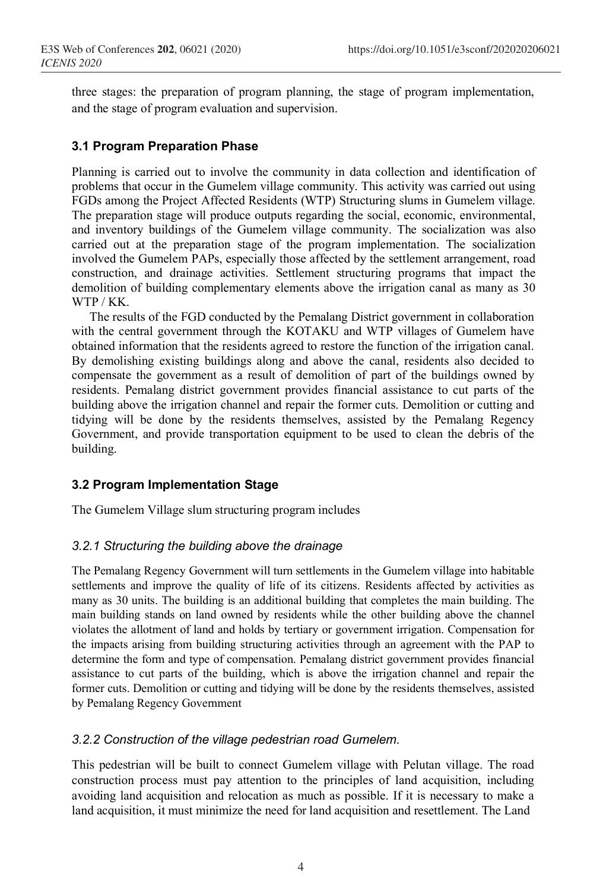three stages: the preparation of program planning, the stage of program implementation, and the stage of program evaluation and supervision.

### 3.1 Program Preparation Phase

Planning is carried out to involve the community in data collection and identification of problems that occur in the Gumelem village community. This activity was carried out using FGDs among the Project Affected Residents (WTP) Structuring slums in Gumelem village. The preparation stage will produce outputs regarding the social, economic, environmental, and inventory buildings of the Gumelem village community. The socialization was also carried out at the preparation stage of the program implementation. The socialization involved the Gumelem PAPs, especially those affected by the settlement arrangement, road construction, and drainage activities. Settlement structuring programs that impact the demolition of building complementary elements above the irrigation canal as many as 30 WTP / KK.

The results of the FGD conducted by the Pemalang District government in collaboration with the central government through the KOTAKU and WTP villages of Gumelem have obtained information that the residents agreed to restore the function of the irrigation canal. By demolishing existing buildings along and above the canal, residents also decided to compensate the government as a result of demolition of part of the buildings owned by residents. Pemalang district government provides financial assistance to cut parts of the building above the irrigation channel and repair the former cuts. Demolition or cutting and tidying will be done by the residents themselves, assisted by the Pemalang Regency Government, and provide transportation equipment to be used to clean the debris of the building.

### 3.2 Program Implementation Stage

The Gumelem Village slum structuring program includes

#### *3.2.1 Structuring the building above the drainage*

The Pemalang Regency Government will turn settlements in the Gumelem village into habitable settlements and improve the quality of life of its citizens. Residents affected by activities as many as 30 units. The building is an additional building that completes the main building. The main building stands on land owned by residents while the other building above the channel violates the allotment of land and holds by tertiary or government irrigation. Compensation for the impacts arising from building structuring activities through an agreement with the PAP to determine the form and type of compensation. Pemalang district government provides financial assistance to cut parts of the building, which is above the irrigation channel and repair the former cuts. Demolition or cutting and tidying will be done by the residents themselves, assisted by Pemalang Regency Government

#### *3.2.2 Construction of the village pedestrian road Gumelem.*

This pedestrian will be built to connect Gumelem village with Pelutan village. The road construction process must pay attention to the principles of land acquisition, including avoiding land acquisition and relocation as much as possible. If it is necessary to make a land acquisition, it must minimize the need for land acquisition and resettlement. The Land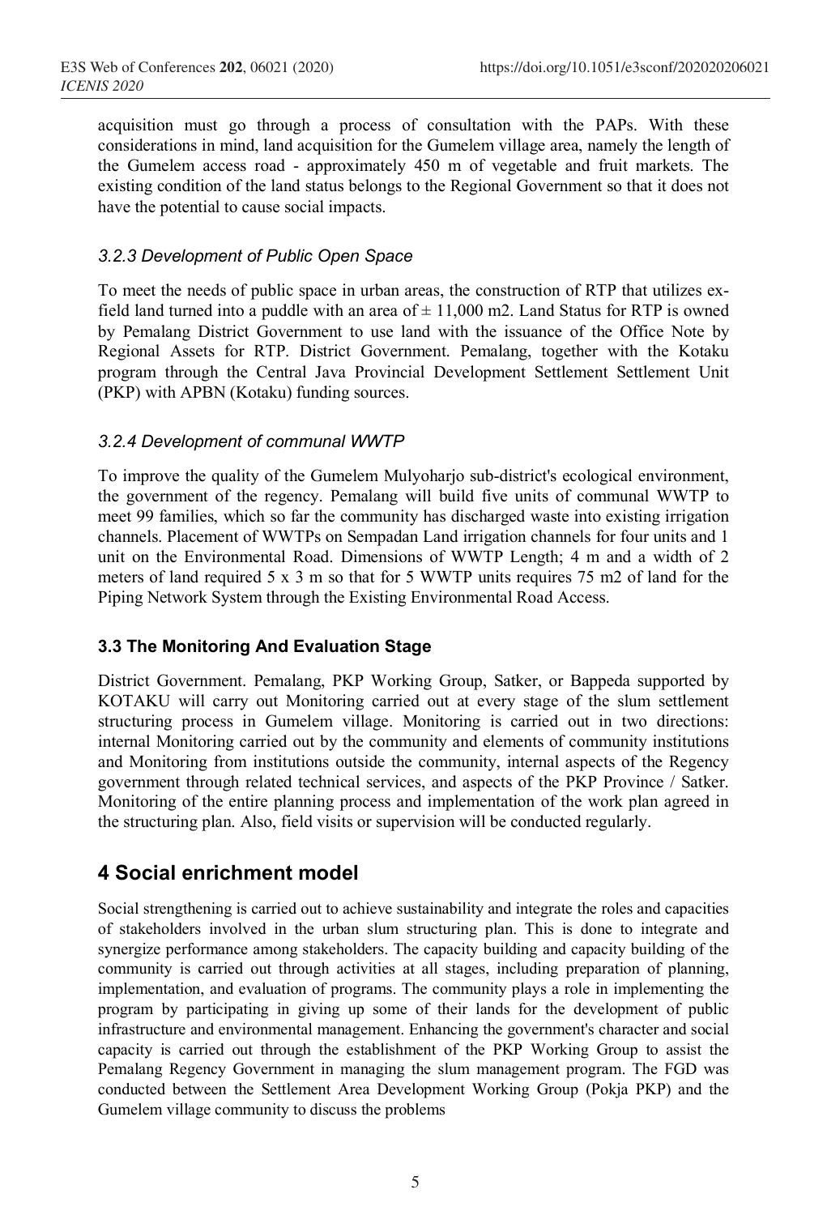acquisition must go through a process of consultation with the PAPs. With these considerations in mind, land acquisition for the Gumelem village area, namely the length of the Gumelem access road - approximately 450 m of vegetable and fruit markets. The existing condition of the land status belongs to the Regional Government so that it does not have the potential to cause social impacts.

### *3.2.3 Development of Public Open Space*

To meet the needs of public space in urban areas, the construction of RTP that utilizes ex-field land turned into a puddle with an area of ± 11,000 m2. Land Status for RTP is owned by Pemalang District Government to use land with the issuance of the Office Note by Regional Assets for RTP. District Government. Pemalang, together with the Kotaku program through the Central Java Provincial Development Settlement Settlement Unit (PKP) with APBN (Kotaku) funding sources.

### *3.2.4 Development of communal WWTP*

To improve the quality of the Gumelem Mulyoharjo sub-district's ecological environment, the government of the regency. Pemalang will build five units of communal WWTP to meet 99 families, which so far the community has discharged waste into existing irrigation channels. Placement of WWTPs on Sempadan Land irrigation channels for four units and 1 unit on the Environmental Road. Dimensions of WWTP Length; 4 m and a width of 2 meters of land required 5 x 3 m so that for 5 WWTP units requires 75 m2 of land for the Piping Network System through the Existing Environmental Road Access.

### **3.3 The Monitoring And Evaluation Stage**

District Government. Pemalang, PKP Working Group, Satker, or Bappeda supported by KOTAKU will carry out Monitoring carried out at every stage of the slum settlement structuring process in Gumelem village. Monitoring is carried out in two directions: internal Monitoring carried out by the community and elements of community institutions and Monitoring from institutions outside the community, internal aspects of the Regency government through related technical services, and aspects of the PKP Province / Satker. Monitoring of the entire planning process and implementation of the work plan agreed in the structuring plan. Also, field visits or supervision will be conducted regularly.

## **4 Social enrichment model**

Social strengthening is carried out to achieve sustainability and integrate the roles and capacities of stakeholders involved in the urban slum structuring plan. This is done to integrate and synergize performance among stakeholders. The capacity building and capacity building of the community is carried out through activities at all stages, including preparation of planning, implementation, and evaluation of programs. The community plays a role in implementing the program by participating in giving up some of their lands for the development of public infrastructure and environmental management. Enhancing the government's character and social capacity is carried out through the establishment of the PKP Working Group to assist the Pemalang Regency Government in managing the slum management program. The FGD was conducted between the Settlement Area Development Working Group (Pokja PKP) and the Gumelem village community to discuss the problems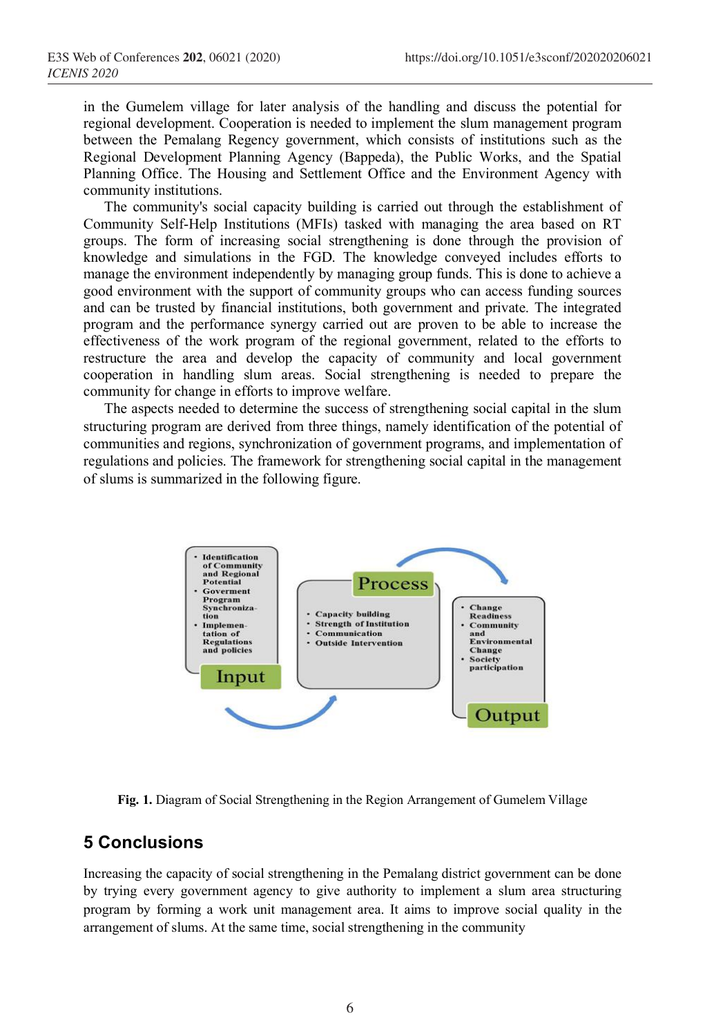in the Gumelem village for later analysis of the handling and discuss the potential for regional development. Cooperation is needed to implement the slum management program between the Pemalang Regency government, which consists of institutions such as the Regional Development Planning Agency (Bappeda), the Public Works, and the Spatial Planning Office. The Housing and Settlement Office and the Environment Agency with community institutions.

The community's social capacity building is carried out through the establishment of Community Self-Help Institutions (MFIs) tasked with managing the area based on RT groups. The form of increasing social strengthening is done through the provision of knowledge and simulations in the FGD. The knowledge conveyed includes efforts to manage the environment independently by managing group funds. This is done to achieve a good environment with the support of community groups who can access funding sources and can be trusted by financial institutions, both government and private. The integrated program and the performance synergy carried out are proven to be able to increase the effectiveness of the work program of the regional government, related to the efforts to restructure the area and develop the capacity of community and local government cooperation in handling slum areas. Social strengthening is needed to prepare the community for change in efforts to improve welfare.

The aspects needed to determine the success of strengthening social capital in the slum structuring program are derived from three things, namely identification of the potential of communities and regions, synchronization of government programs, and implementation of regulations and policies. The framework for strengthening social capital in the management of slums is summarized in the following figure.

**Input**
- Identification of Community and Regional Potential
- Goverment Program Synchroniza-tion
- Implemen-tation of Regulations and policies

**Process**
- Capacity building
- Strength of Institution
- Communication
- Outside Intervention

**Output**
- Change Readiness
- Community and Environmental Change
- Society participation

**Fig. 1.** Diagram of Social Strengthening in the Region Arrangement of Gumelem Village

## 5 Conclusions

Increasing the capacity of social strengthening in the Pemalang district government can be done by trying every government agency to give authority to implement a slum area structuring program by forming a work unit management area. It aims to improve social quality in the arrangement of slums. At the same time, social strengthening in the community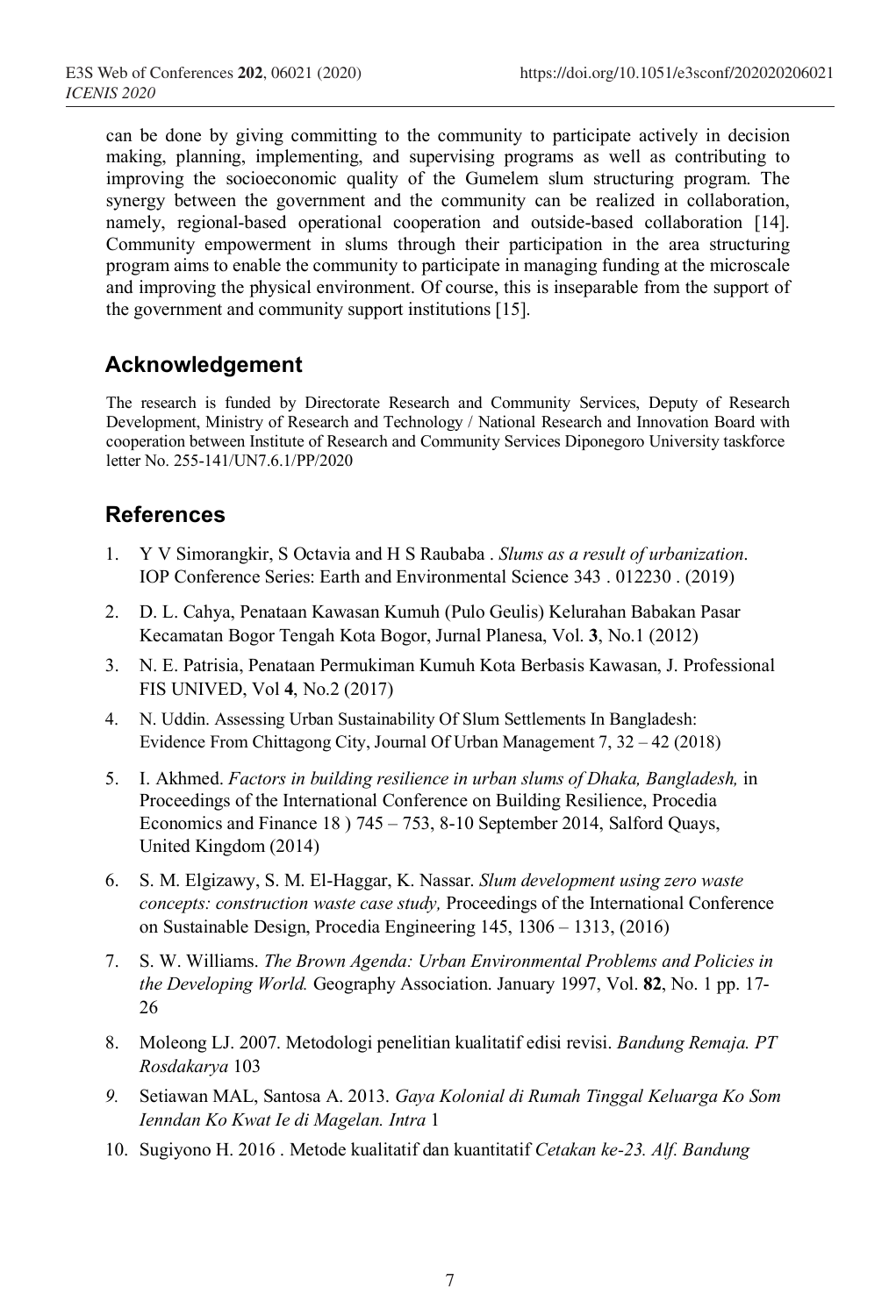can be done by giving committing to the community to participate actively in decision making, planning, implementing, and supervising programs as well as contributing to improving the socioeconomic quality of the Gumelem slum structuring program. The synergy between the government and the community can be realized in collaboration, namely, regional-based operational cooperation and outside-based collaboration [14]. Community empowerment in slums through their participation in the area structuring program aims to enable the community to participate in managing funding at the microscale and improving the physical environment. Of course, this is inseparable from the support of the government and community support institutions [15].

## Acknowledgement

The research is funded by Directorate Research and Community Services, Deputy of Research Development, Ministry of Research and Technology / National Research and Innovation Board with cooperation between Institute of Research and Community Services Diponegoro University taskforce letter No. 255-141/UN7.6.1/PP/2020

## References

1. Y V Simorangkir, S Octavia and H S Raubaba . *Slums as a result of urbanization*. IOP Conference Series: Earth and Environmental Science 343 . 012230 . (2019)
2. D. L. Cahya, Penataan Kawasan Kumuh (Pulo Geulis) Kelurahan Babakan Pasar Kecamatan Bogor Tengah Kota Bogor, Jurnal Planesa, Vol. **3**, No.1 (2012)
3. N. E. Patrisia, Penataan Permukiman Kumuh Kota Berbasis Kawasan, J. Professional FIS UNIVED, Vol **4**, No.2 (2017)
4. N. Uddin. Assessing Urban Sustainability Of Slum Settlements In Bangladesh: Evidence From Chittagong City, Journal Of Urban Management 7, 32 – 42 (2018)
5. I. Akhmed. *Factors in building resilience in urban slums of Dhaka, Bangladesh,* in Proceedings of the International Conference on Building Resilience, Procedia Economics and Finance 18 ) 745 – 753, 8-10 September 2014, Salford Quays, United Kingdom (2014)
6. S. M. Elgizawy, S. M. El-Haggar, K. Nassar. *Slum development using zero waste concepts: construction waste case study,* Proceedings of the International Conference on Sustainable Design, Procedia Engineering 145, 1306 – 1313, (2016)
7. S. W. Williams. *The Brown Agenda: Urban Environmental Problems and Policies in the Developing World.* Geography Association. January 1997, Vol. **82**, No. 1 pp. 17-26
8. Moleong LJ. 2007. Metodologi penelitian kualitatif edisi revisi. *Bandung Remaja. PT Rosdakarya* 103
9. Setiawan MAL, Santosa A. 2013. *Gaya Kolonial di Rumah Tinggal Keluarga Ko Som Ienndan Ko Kwat Ie di Magelan. Intra* 1
10. Sugiyono H. 2016 . Metode kualitatif dan kuantitatif *Cetakan ke-23. Alf. Bandung*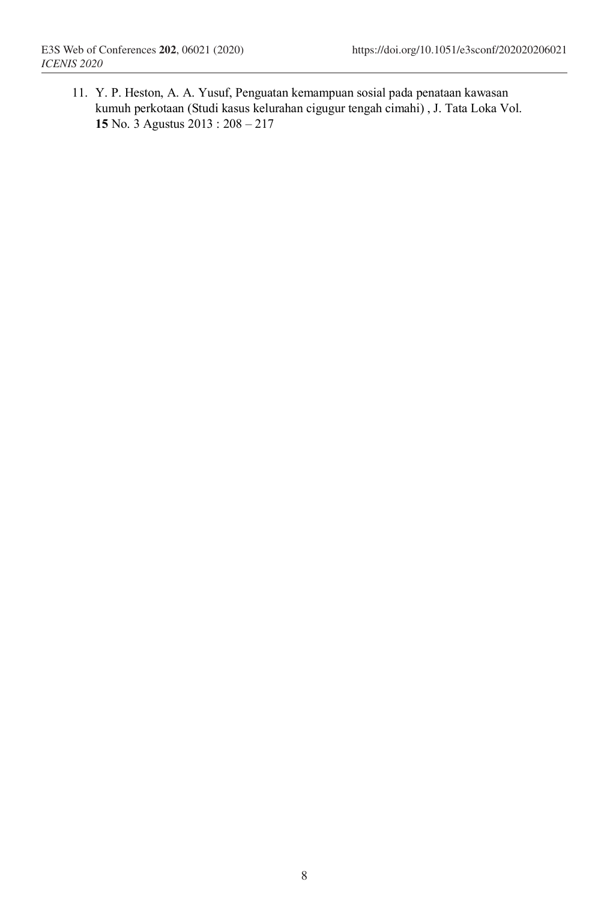11. Y. P. Heston, A. A. Yusuf, Penguatan kemampuan sosial pada penataan kawasan kumuh perkotaan (Studi kasus kelurahan cigugur tengah cimahi) , J. Tata Loka Vol. **15** No. 3 Agustus 2013 : 208 – 217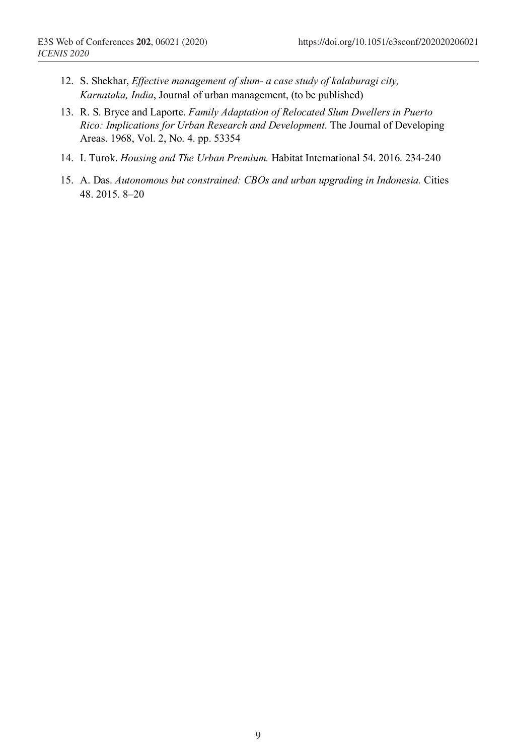12. S. Shekhar, *Effective management of slum- a case study of kalaburagi city, Karnataka, India*, Journal of urban management, (to be published)
13. R. S. Bryce and Laporte. *Family Adaptation of Relocated Slum Dwellers in Puerto Rico: Implications for Urban Research and Development*. The Journal of Developing Areas. 1968, Vol. 2, No. 4. pp. 53354
14. I. Turok. *Housing and The Urban Premium.* Habitat International 54. 2016. 234-240
15. A. Das. *Autonomous but constrained: CBOs and urban upgrading in Indonesia.* Cities 48. 2015. 8–20